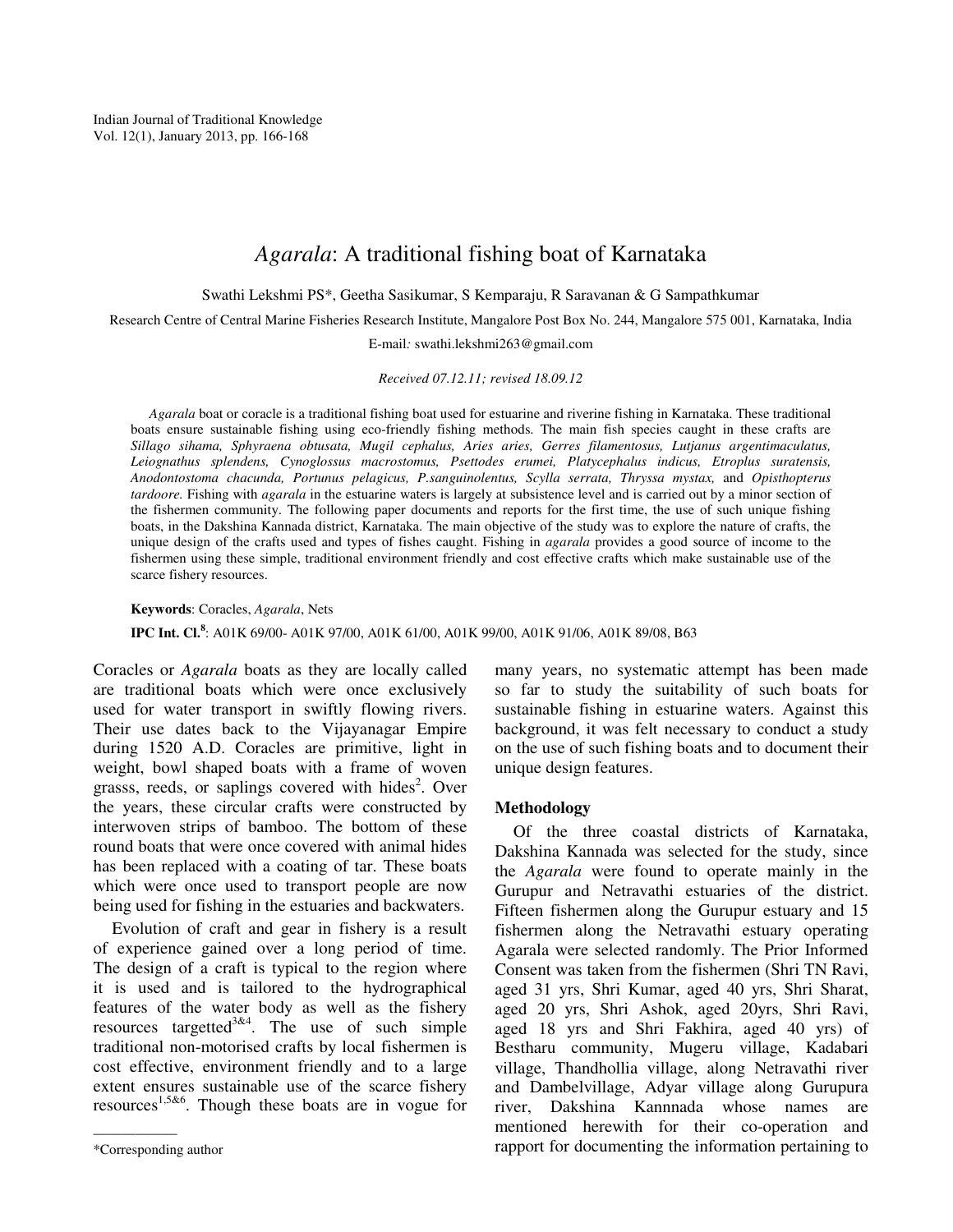# *Agarala*: A traditional fishing boat of Karnataka

Swathi Lekshmi PS*, Geetha Sasikumar, S Kemparaju, R Saravanan & G Sampathkumar

Research Centre of Central Marine Fisheries Research Institute, Mangalore Post Box No. 244, Mangalore 575 001, Karnataka, India

E-mail: swathi.lekshmi263@gmail.com

*Received 07.12.11; revised 18.09.12*

*Agarala* boat or coracle is a traditional fishing boat used for estuarine and riverine fishing in Karnataka. These traditional boats ensure sustainable fishing using eco-friendly fishing methods. The main fish species caught in these crafts are *Sillago sihama, Sphyraena obtusata, Mugil cephalus, Aries aries, Gerres filamentosus, Lutjanus argentimaculatus, Leiognathus splendens, Cynoglossus macrostomus, Psettodes erumei, Platycephalus indicus, Etroplus suratensis, Anodontostoma chacunda, Portunus pelagicus, P.sanguinolentus, Scylla serrata, Thryssa mystax,* and *Opisthopterus tardoore*. Fishing with *agarala* in the estuarine waters is largely at subsistence level and is carried out by a minor section of the fishermen community. The following paper documents and reports for the first time, the use of such unique fishing boats, in the Dakshina Kannada district, Karnataka. The main objective of the study was to explore the nature of crafts, the unique design of the crafts used and types of fishes caught. Fishing in *agarala* provides a good source of income to the fishermen using these simple, traditional environment friendly and cost effective crafts which make sustainable use of the scarce fishery resources.

**Keywords**: Coracles, *Agarala*, Nets

**IPC Int. Cl.**[8]: A01K 69/00- A01K 97/00, A01K 61/00, A01K 99/00, A01K 91/06, A01K 89/08, B63

Coracles or *Agarala* boats as they are locally called are traditional boats which were once exclusively used for water transport in swiftly flowing rivers. Their use dates back to the Vijayanagar Empire during 1520 A.D. Coracles are primitive, light in weight, bowl shaped boats with a frame of woven grasss, reeds, or saplings covered with hides[2]. Over the years, these circular crafts were constructed by interwoven strips of bamboo. The bottom of these round boats that were once covered with animal hides has been replaced with a coating of tar. These boats which were once used to transport people are now being used for fishing in the estuaries and backwaters.

Evolution of craft and gear in fishery is a result of experience gained over a long period of time. The design of a craft is typical to the region where it is used and is tailored to the hydrographical features of the water body as well as the fishery resources targetted[3&4]. The use of such simple traditional non-motorised crafts by local fishermen is cost effective, environment friendly and to a large extent ensures sustainable use of the scarce fishery resources[1,5&6]. Though these boats are in vogue for many years, no systematic attempt has been made so far to study the suitability of such boats for sustainable fishing in estuarine waters. Against this background, it was felt necessary to conduct a study on the use of such fishing boats and to document their unique design features.

## Methodology

Of the three coastal districts of Karnataka, Dakshina Kannada was selected for the study, since the *Agarala* were found to operate mainly in the Gurupur and Netravathi estuaries of the district. Fifteen fishermen along the Gurupur estuary and 15 fishermen along the Netravathi estuary operating Agarala were selected randomly. The Prior Informed Consent was taken from the fishermen (Shri TN Ravi, aged 31 yrs, Shri Kumar, aged 40 yrs, Shri Sharat, aged 20 yrs, Shri Ashok, aged 20yrs, Shri Ravi, aged 18 yrs and Shri Fakhira, aged 40 yrs) of Bestharu community, Mugeru village, Kadabari village, Thandhollia village, along Netravathi river and Dambelvillage, Adyar village along Gurupura river, Dakshina Kannnada whose names are mentioned herewith for their co-operation and rapport for documenting the information pertaining to

*Corresponding author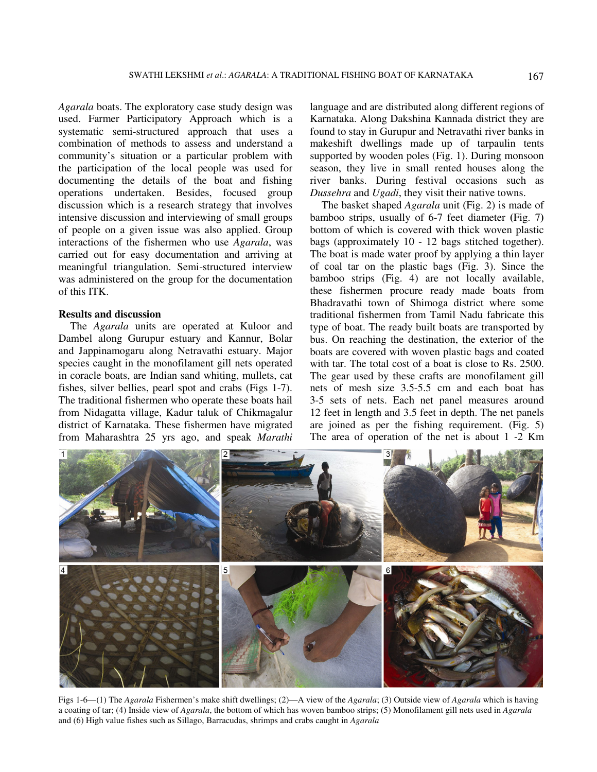*Agarala* boats. The exploratory case study design was used. Farmer Participatory Approach which is a systematic semi-structured approach that uses a combination of methods to assess and understand a community's situation or a particular problem with the participation of the local people was used for documenting the details of the boat and fishing operations undertaken. Besides, focused group discussion which is a research strategy that involves intensive discussion and interviewing of small groups of people on a given issue was also applied. Group interactions of the fishermen who use *Agarala*, was carried out for easy documentation and arriving at meaningful triangulation. Semi-structured interview was administered on the group for the documentation of this ITK.

## Results and discussion

The *Agarala* units are operated at Kuloor and Dambel along Gurupur estuary and Kannur, Bolar and Jappinamogaru along Netravathi estuary. Major species caught in the monofilament gill nets operated in coracle boats, are Indian sand whiting, mullets, cat fishes, silver bellies, pearl spot and crabs (Figs 1-7). The traditional fishermen who operate these boats hail from Nidagatta village, Kadur taluk of Chikmagalur district of Karnataka. These fishermen have migrated from Maharashtra 25 yrs ago, and speak *Marathi* language and are distributed along different regions of Karnataka. Along Dakshina Kannada district they are found to stay in Gurupur and Netravathi river banks in makeshift dwellings made up of tarpaulin tents supported by wooden poles (Fig. 1). During monsoon season, they live in small rented houses along the river banks. During festival occasions such as *Dussehra* and *Ugadi*, they visit their native towns.

The basket shaped *Agarala* unit (Fig. 2) is made of bamboo strips, usually of 6-7 feet diameter (Fig. 7) bottom of which is covered with thick woven plastic bags (approximately 10 - 12 bags stitched together). The boat is made water proof by applying a thin layer of coal tar on the plastic bags (Fig. 3). Since the bamboo strips (Fig. 4) are not locally available, these fishermen procure ready made boats from Bhadravathi town of Shimoga district where some traditional fishermen from Tamil Nadu fabricate this type of boat. The ready built boats are transported by bus. On reaching the destination, the exterior of the boats are covered with woven plastic bags and coated with tar. The total cost of a boat is close to Rs. 2500. The gear used by these crafts are monofilament gill nets of mesh size 3.5-5.5 cm and each boat has 3-5 sets of nets. Each net panel measures around 12 feet in length and 3.5 feet in depth. The net panels are joined as per the fishing requirement. (Fig. 5) The area of operation of the net is about 1 -2 Km

Figs 1-6—(1) The *Agarala* Fishermen's make shift dwellings; (2)—A view of the *Agarala*; (3) Outside view of *Agarala* which is having a coating of tar; (4) Inside view of *Agarala*, the bottom of which has woven bamboo strips; (5) Monofilament gill nets used in *Agarala* and (6) High value fishes such as Sillago, Barracudas, shrimps and crabs caught in *Agarala*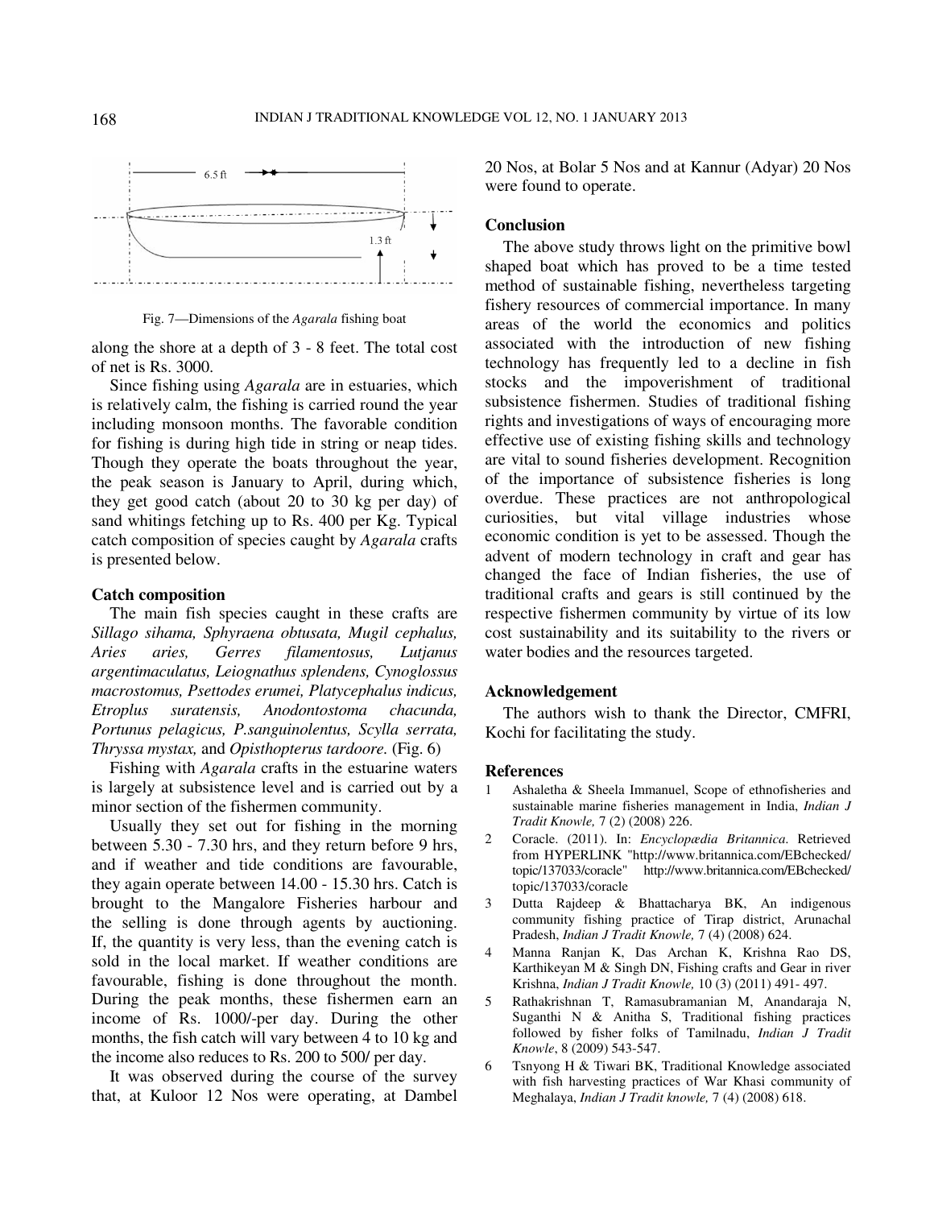6.5 ft

1.3 ft

Fig. 7—Dimensions of the *Agarala* fishing boat

along the shore at a depth of 3 - 8 feet. The total cost of net is Rs. 3000.

Since fishing using *Agarala* are in estuaries, which is relatively calm, the fishing is carried round the year including monsoon months. The favorable condition for fishing is during high tide in string or neap tides. Though they operate the boats throughout the year, the peak season is January to April, during which, they get good catch (about 20 to 30 kg per day) of sand whitings fetching up to Rs. 400 per Kg. Typical catch composition of species caught by *Agarala* crafts is presented below.

### Catch composition

The main fish species caught in these crafts are *Sillago sihama, Sphyraena obtusata, Mugil cephalus, Aries aries, Gerres filamentosus, Lutjanus argentimaculatus, Leiognathus splendens, Cynoglossus macrostomus, Psettodes erumei, Platycephalus indicus, Etroplus suratensis, Anodontostoma chacunda, Portunus pelagicus, P.sanguinolentus, Scylla serrata, Thryssa mystax,* and *Opisthopterus tardoore.* (Fig. 6)

Fishing with *Agarala* crafts in the estuarine waters is largely at subsistence level and is carried out by a minor section of the fishermen community.

Usually they set out for fishing in the morning between 5.30 - 7.30 hrs, and they return before 9 hrs, and if weather and tide conditions are favourable, they again operate between 14.00 - 15.30 hrs. Catch is brought to the Mangalore Fisheries harbour and the selling is done through agents by auctioning. If, the quantity is very less, than the evening catch is sold in the local market. If weather conditions are favourable, fishing is done throughout the month. During the peak months, these fishermen earn an income of Rs. 1000/-per day. During the other months, the fish catch will vary between 4 to 10 kg and the income also reduces to Rs. 200 to 500/ per day.

It was observed during the course of the survey that, at Kuloor 12 Nos were operating, at Dambel 20 Nos, at Bolar 5 Nos and at Kannur (Adyar) 20 Nos were found to operate.

### Conclusion

The above study throws light on the primitive bowl shaped boat which has proved to be a time tested method of sustainable fishing, nevertheless targeting fishery resources of commercial importance. In many areas of the world the economics and politics associated with the introduction of new fishing technology has frequently led to a decline in fish stocks and the impoverishment of traditional subsistence fishermen. Studies of traditional fishing rights and investigations of ways of encouraging more effective use of existing fishing skills and technology are vital to sound fisheries development. Recognition of the importance of subsistence fisheries is long overdue. These practices are not anthropological curiosities, but vital village industries whose economic condition is yet to be assessed. Though the advent of modern technology in craft and gear has changed the face of Indian fisheries, the use of traditional crafts and gears is still continued by the respective fishermen community by virtue of its low cost sustainability and its suitability to the rivers or water bodies and the resources targeted.

### Acknowledgement

The authors wish to thank the Director, CMFRI, Kochi for facilitating the study.

### References

1. Ashaletha & Sheela Immanuel, Scope of ethnofisheries and sustainable marine fisheries management in India, *Indian J Tradit Knowle,* 7 (2) (2008) 226.
2. Coracle. (2011). In: *Encyclopædia Britannica*. Retrieved from HYPERLINK "http://www.britannica.com/EBchecked/topic/137033/coracle" http://www.britannica.com/EBchecked/topic/137033/coracle
3. Dutta Rajdeep & Bhattacharya BK, An indigenous community fishing practice of Tirap district, Arunachal Pradesh, *Indian J Tradit Knowle,* 7 (4) (2008) 624.
4. Manna Ranjan K, Das Archan K, Krishna Rao DS, Karthikeyan M & Singh DN, Fishing crafts and Gear in river Krishna, *Indian J Tradit Knowle,* 10 (3) (2011) 491- 497.
5. Rathakrishnan T, Ramasubramanian M, Anandaraja N, Suganthi N & Anitha S, Traditional fishing practices followed by fisher folks of Tamilnadu, *Indian J Tradit Knowle*, 8 (2009) 543-547.
6. Tsnyong H & Tiwari BK, Traditional Knowledge associated with fish harvesting practices of War Khasi community of Meghalaya, *Indian J Tradit knowle,* 7 (4) (2008) 618.